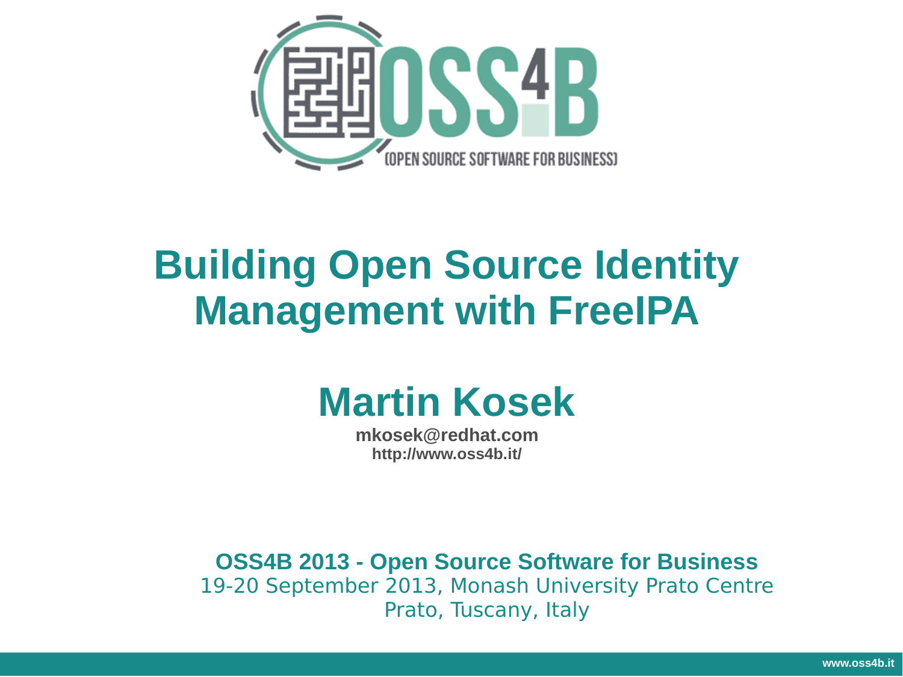# Building Open Source Identity Management with FreeIPA

## Martin Kosek

**mkosek@redhat.com**
**http://www.oss4b.it/**

**OSS4B 2013 - Open Source Software for Business**
19-20 September 2013, Monash University Prato Centre
Prato, Tuscany, Italy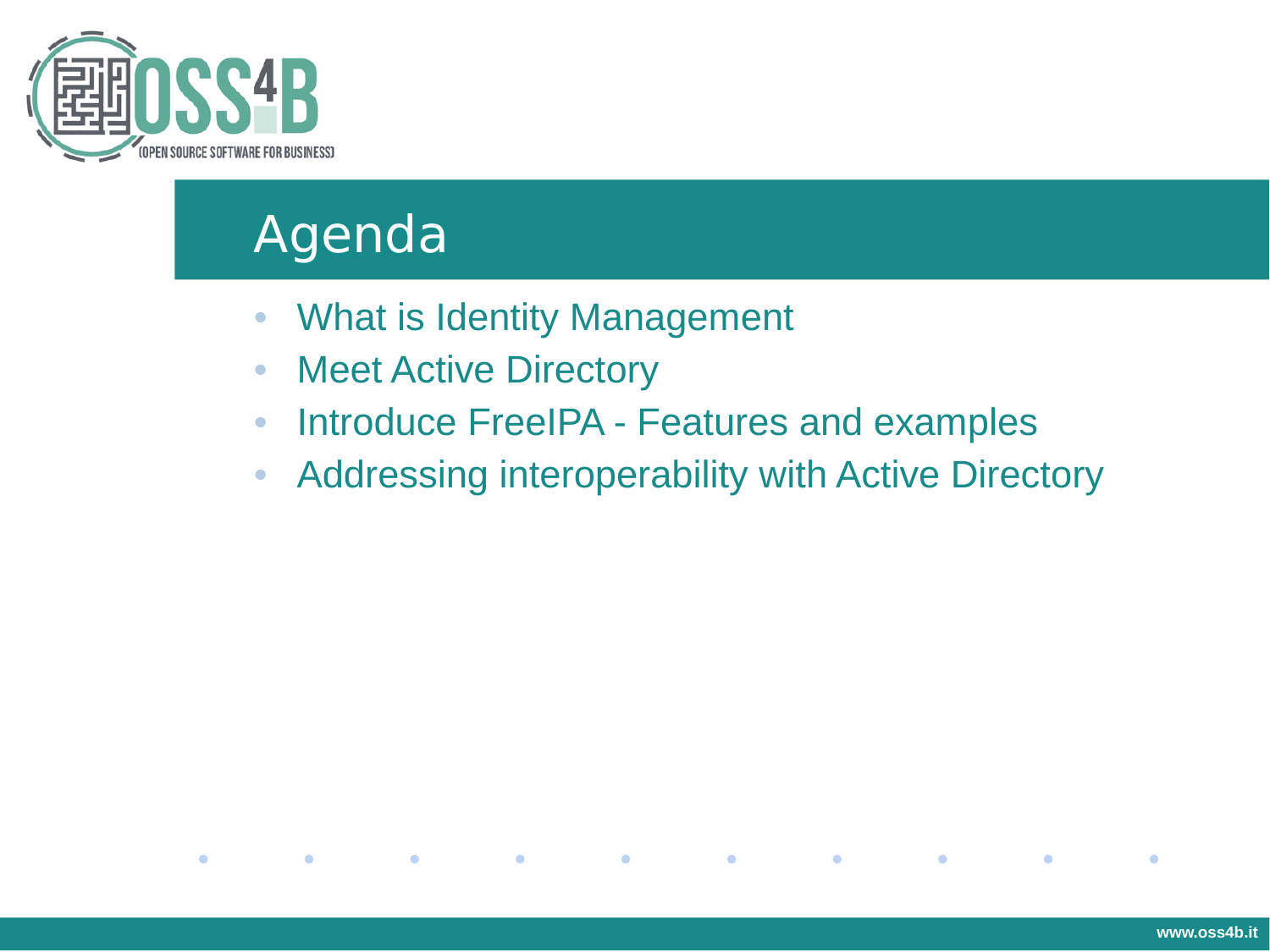# Agenda

- What is Identity Management
- Meet Active Directory
- Introduce FreeIPA - Features and examples
- Addressing interoperability with Active Directory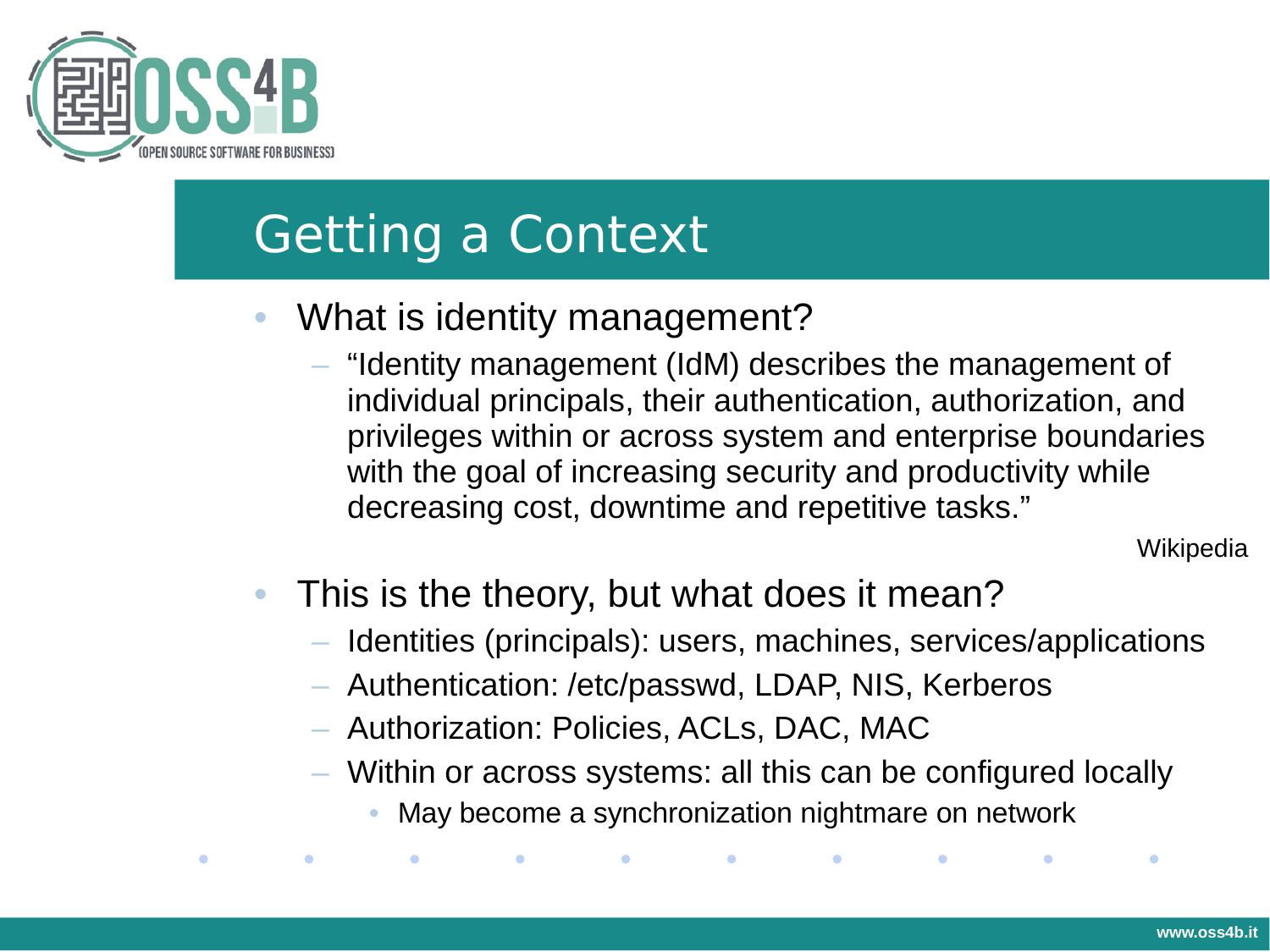# Getting a Context

- What is identity management?
  - "Identity management (IdM) describes the management of individual principals, their authentication, authorization, and privileges within or across system and enterprise boundaries with the goal of increasing security and productivity while decreasing cost, downtime and repetitive tasks."

  Wikipedia

- This is the theory, but what does it mean?
  - Identities (principals): users, machines, services/applications
  - Authentication: /etc/passwd, LDAP, NIS, Kerberos
  - Authorization: Policies, ACLs, DAC, MAC
  - Within or across systems: all this can be configured locally
    - May become a synchronization nightmare on network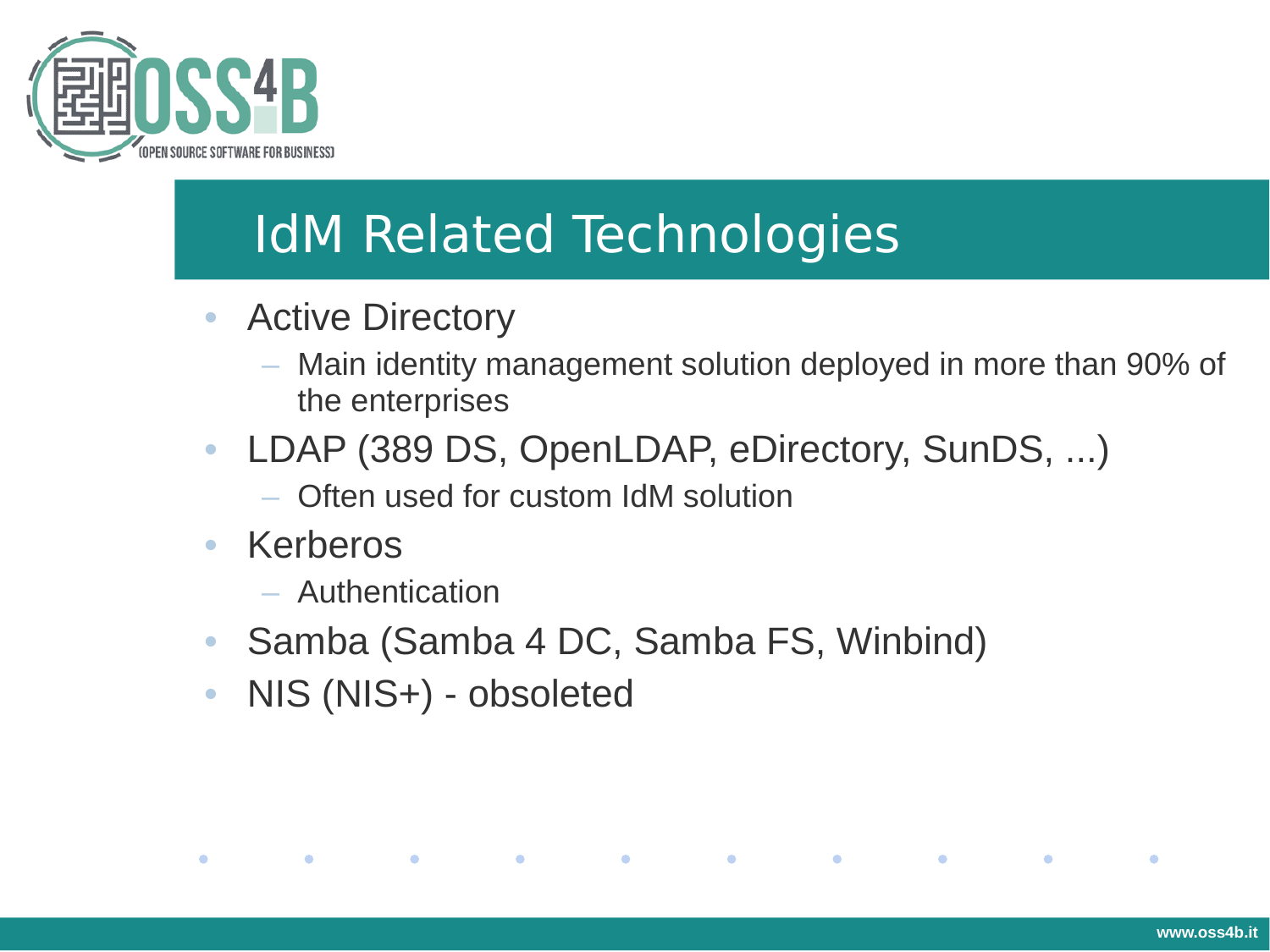# IdM Related Technologies

- Active Directory
  - Main identity management solution deployed in more than 90% of the enterprises
- LDAP (389 DS, OpenLDAP, eDirectory, SunDS, ...)
  - Often used for custom IdM solution
- Kerberos
  - Authentication
- Samba (Samba 4 DC, Samba FS, Winbind)
- NIS (NIS+) - obsoleted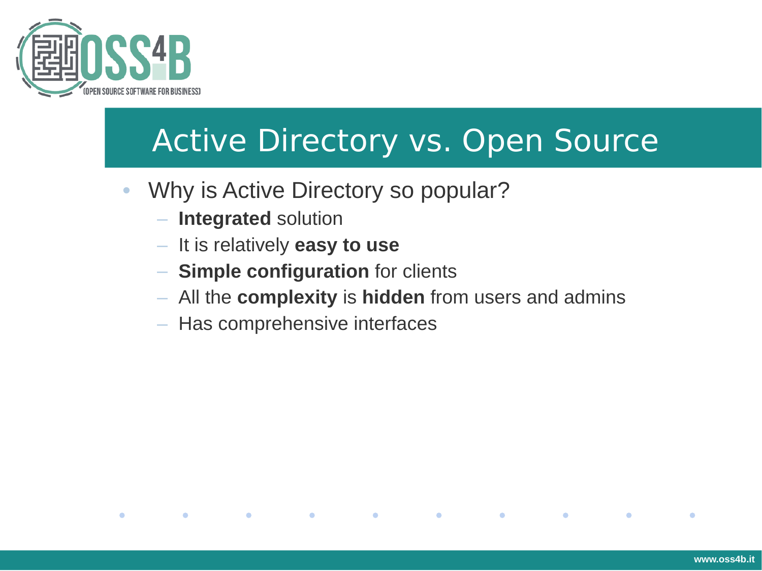# Active Directory vs. Open Source

- Why is Active Directory so popular?
  - **Integrated** solution
  - It is relatively **easy to use**
  - **Simple configuration** for clients
  - All the **complexity** is **hidden** from users and admins
  - Has comprehensive interfaces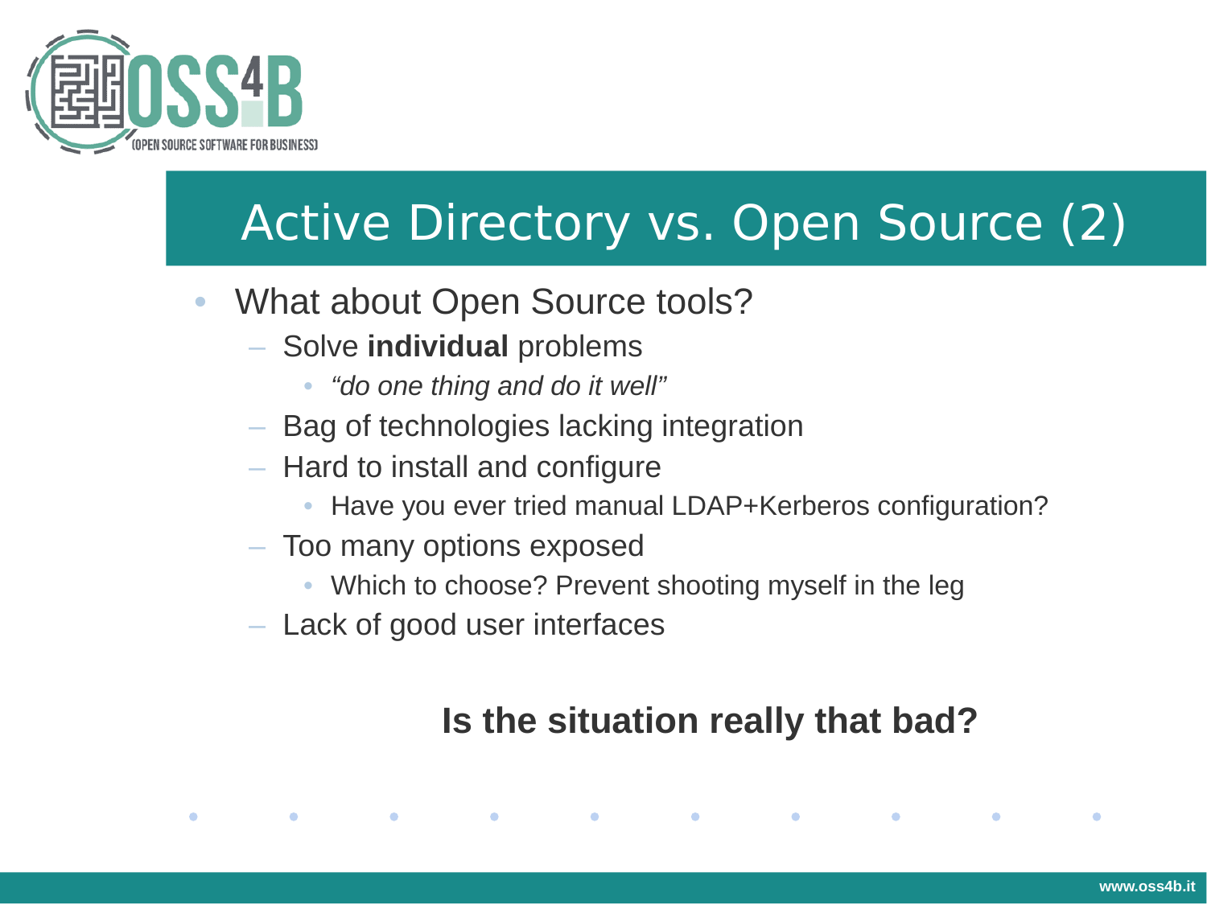# Active Directory vs. Open Source (2)

- What about Open Source tools?
  - Solve **individual** problems
    - *“do one thing and do it well”*
  - Bag of technologies lacking integration
  - Hard to install and configure
    - Have you ever tried manual LDAP+Kerberos configuration?
  - Too many options exposed
    - Which to choose? Prevent shooting myself in the leg
  - Lack of good user interfaces

**Is the situation really that bad?**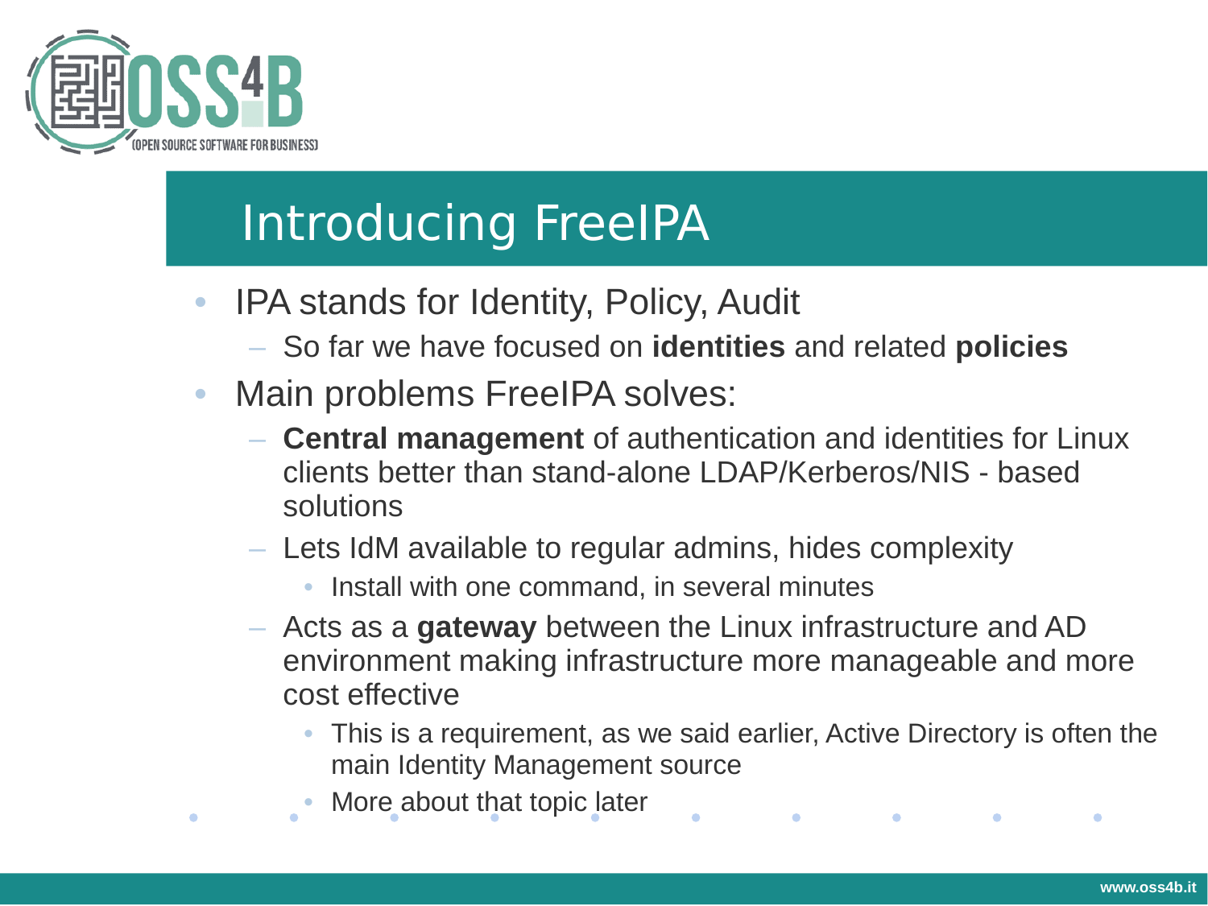# Introducing FreeIPA

- IPA stands for Identity, Policy, Audit
  - So far we have focused on **identities** and related **policies**
- Main problems FreeIPA solves:
  - **Central management** of authentication and identities for Linux clients better than stand-alone LDAP/Kerberos/NIS - based solutions
  - Lets IdM available to regular admins, hides complexity
    - Install with one command, in several minutes
  - Acts as a **gateway** between the Linux infrastructure and AD environment making infrastructure more manageable and more cost effective
    - This is a requirement, as we said earlier, Active Directory is often the main Identity Management source
    - More about that topic later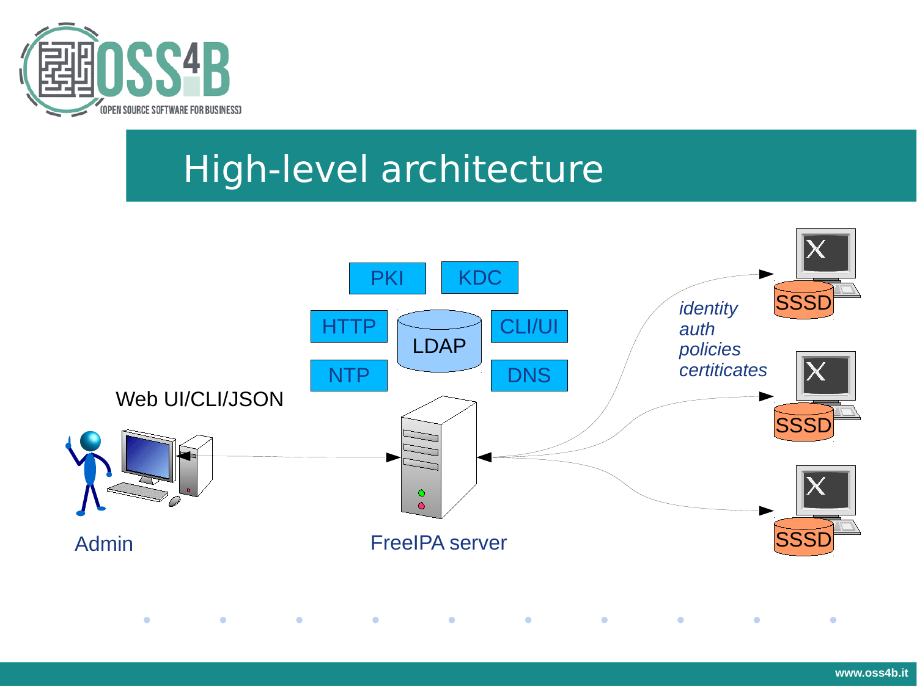# High-level architecture

PKI KDC

HTTP LDAP CLI/UI

NTP DNS

Web UI/CLI/JSON

Admin

FreeIPA server

*identity*
*auth*
*policies*
*certiticates*

SSSD

SSSD

SSSD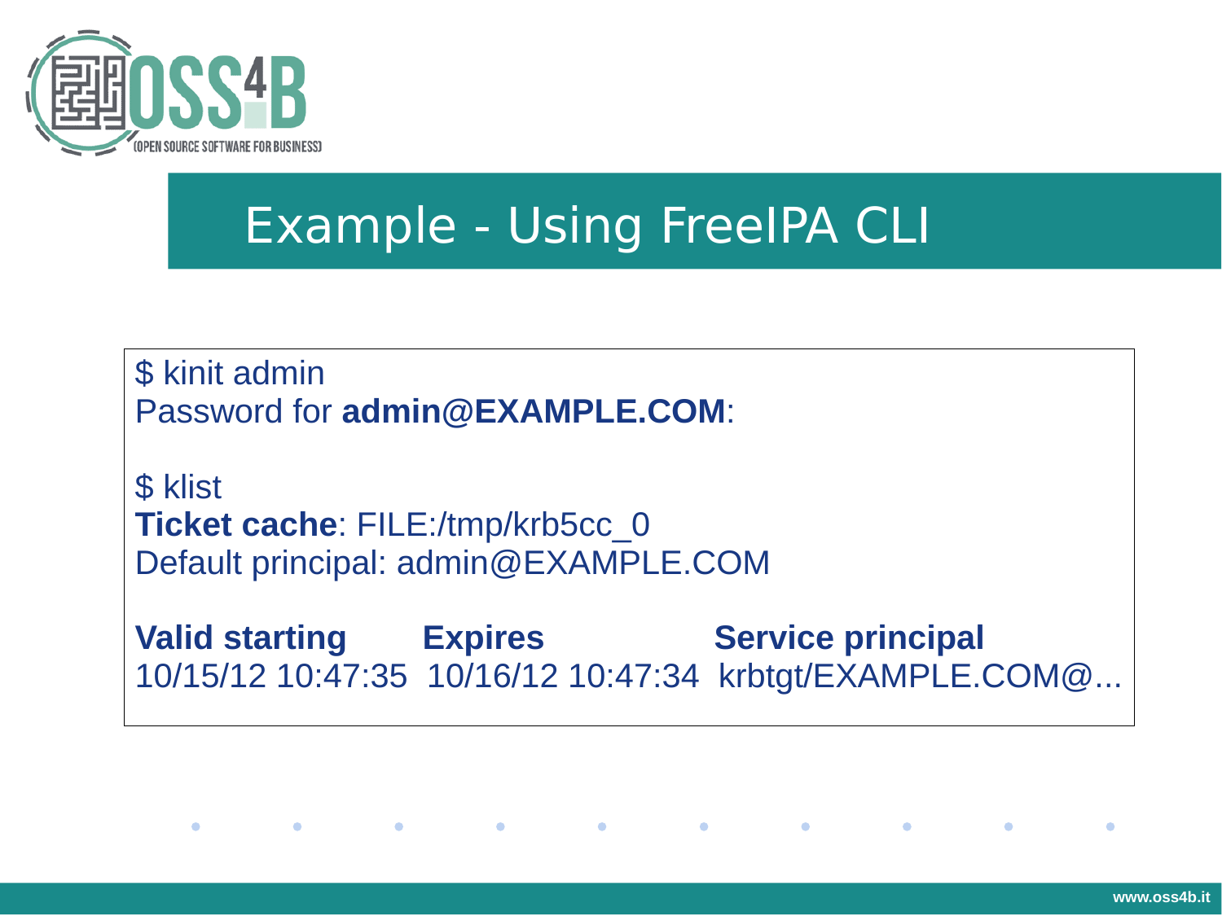# Example - Using FreeIPA CLI

```
$ kinit admin
Password for admin@EXAMPLE.COM:

$ klist
Ticket cache: FILE:/tmp/krb5cc_0
Default principal: admin@EXAMPLE.COM

Valid starting       Expires              Service principal
10/15/12 10:47:35  10/16/12 10:47:34  krbtgt/EXAMPLE.COM@...
```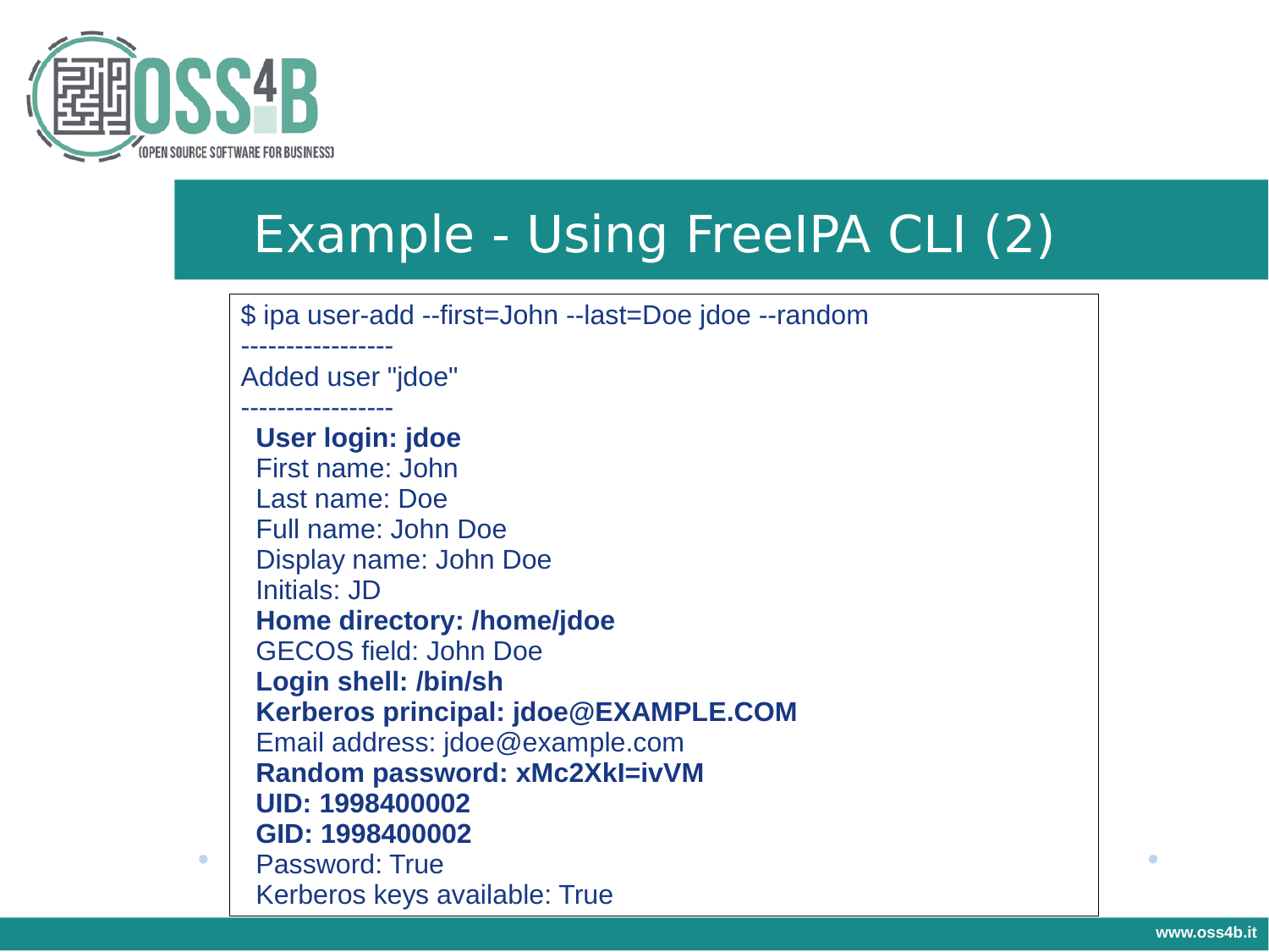# Example - Using FreeIPA CLI (2)

```
$ ipa user-add --first=John --last=Doe jdoe --random
-----------------
Added user "jdoe"
-----------------
  User login: jdoe
  First name: John
  Last name: Doe
  Full name: John Doe
  Display name: John Doe
  Initials: JD
  Home directory: /home/jdoe
  GECOS field: John Doe
  Login shell: /bin/sh
  Kerberos principal: jdoe@EXAMPLE.COM
  Email address: jdoe@example.com
  Random password: xMc2XkI=ivVM
  UID: 1998400002
  GID: 1998400002
  Password: True
  Kerberos keys available: True
```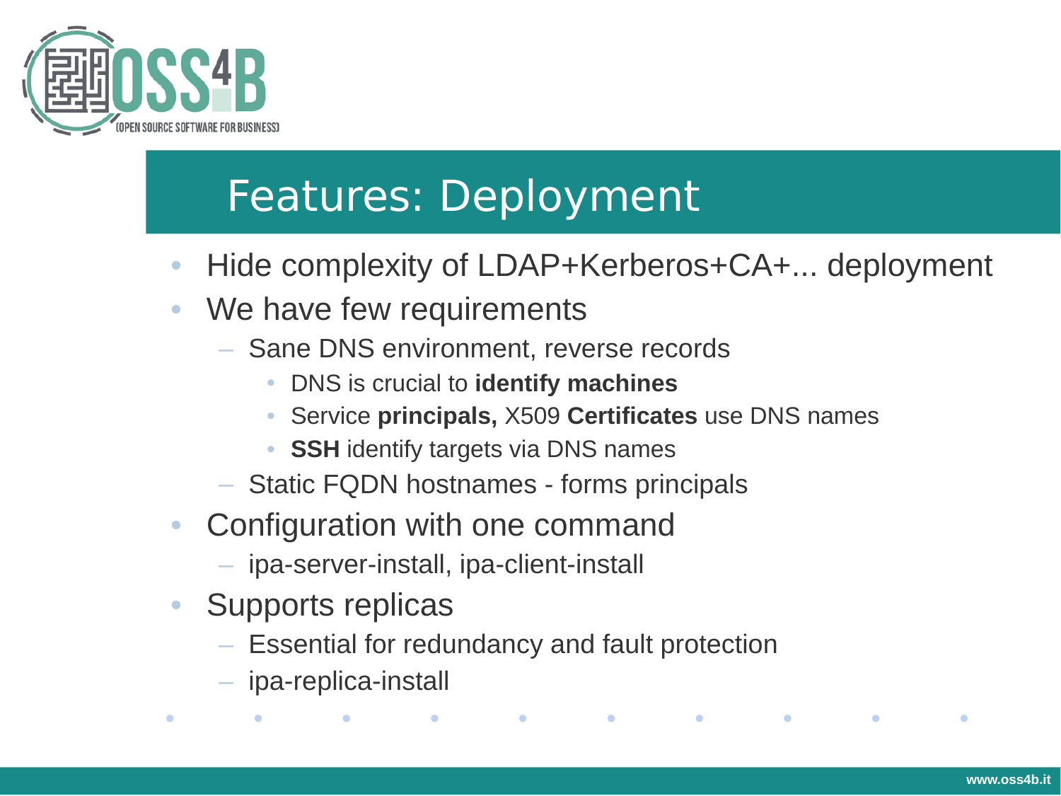# Features: Deployment

- Hide complexity of LDAP+Kerberos+CA+... deployment
- We have few requirements
  - Sane DNS environment, reverse records
    - DNS is crucial to **identify machines**
    - Service **principals,** X509 **Certificates** use DNS names
    - **SSH** identify targets via DNS names
  - Static FQDN hostnames - forms principals
- Configuration with one command
  - ipa-server-install, ipa-client-install
- Supports replicas
  - Essential for redundancy and fault protection
  - ipa-replica-install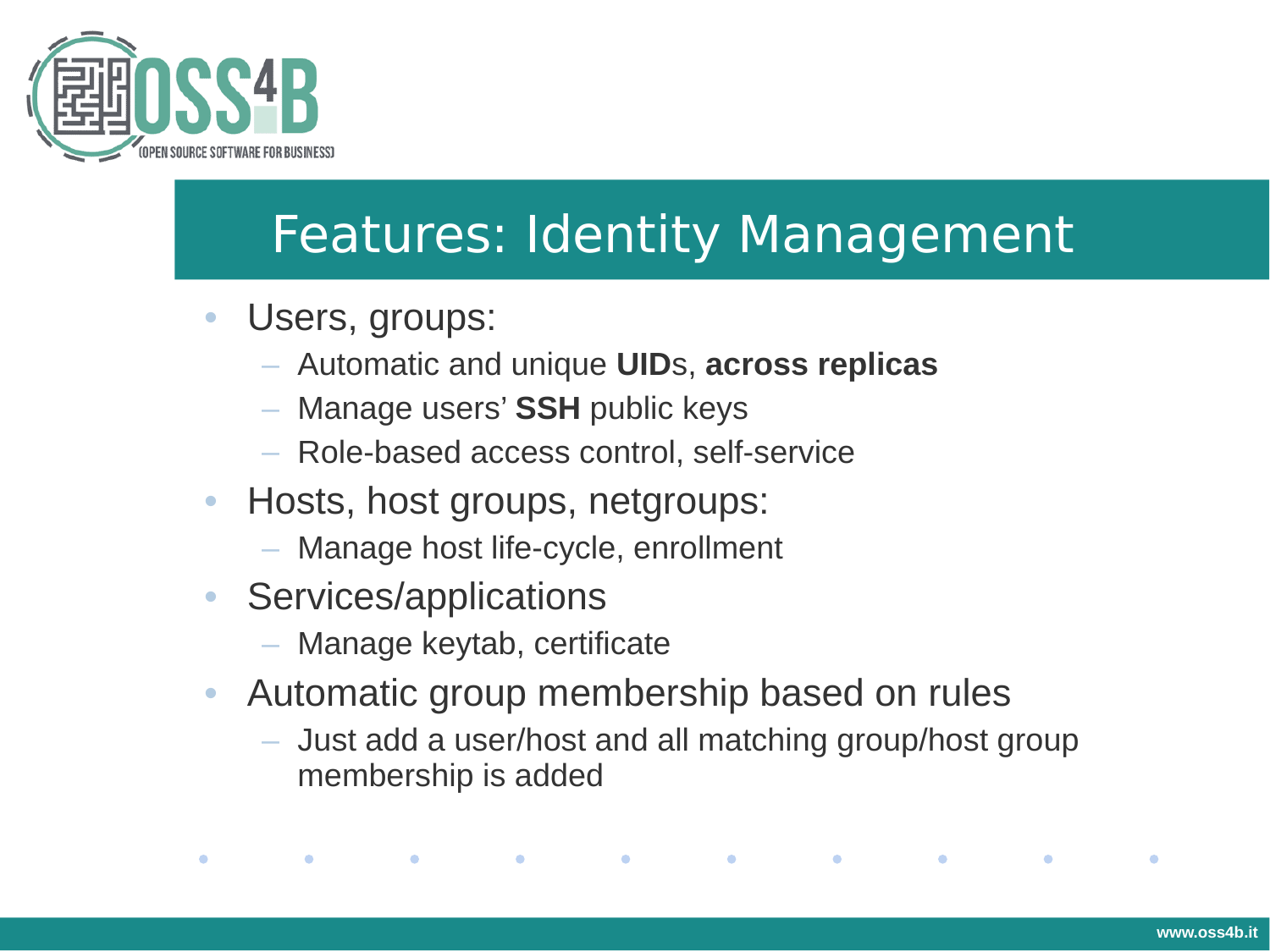# Features: Identity Management

- Users, groups:
  - Automatic and unique **UID**s, **across replicas**
  - Manage users' **SSH** public keys
  - Role-based access control, self-service
- Hosts, host groups, netgroups:
  - Manage host life-cycle, enrollment
- Services/applications
  - Manage keytab, certificate
- Automatic group membership based on rules
  - Just add a user/host and all matching group/host group membership is added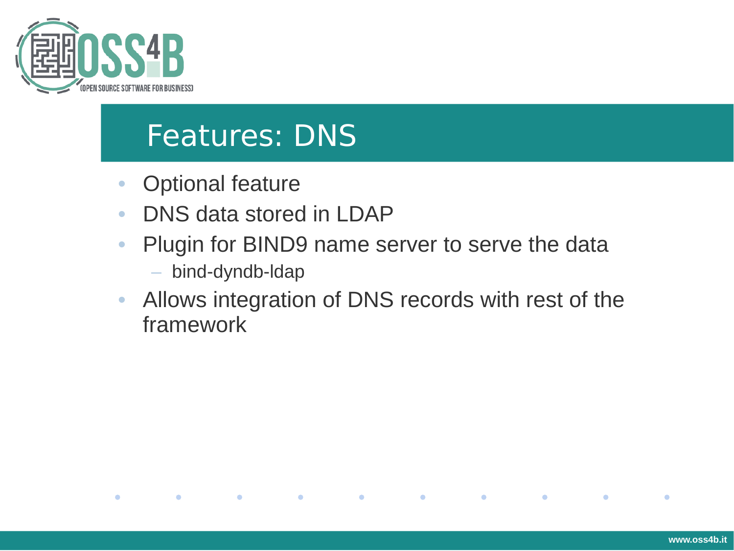# Features: DNS

- Optional feature
- DNS data stored in LDAP
- Plugin for BIND9 name server to serve the data
  - bind-dyndb-ldap
- Allows integration of DNS records with rest of the framework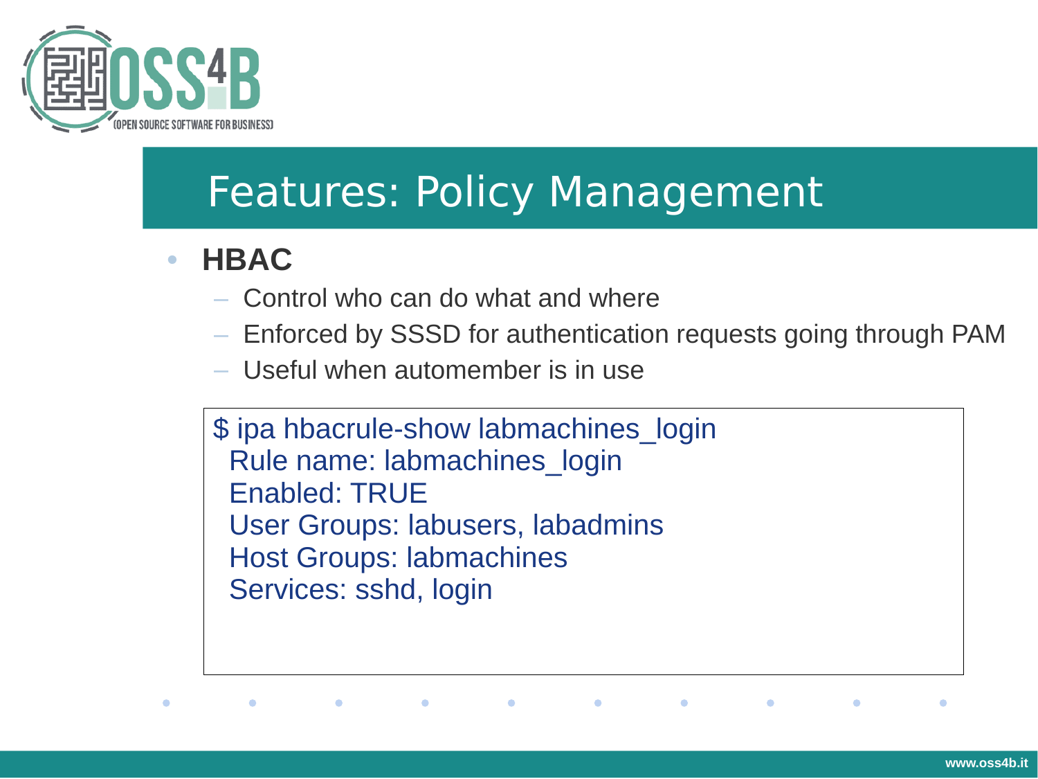# Features: Policy Management

- **HBAC**
  - Control who can do what and where
  - Enforced by SSSD for authentication requests going through PAM
  - Useful when automember is in use

```
$ ipa hbacrule-show labmachines_login
  Rule name: labmachines_login
  Enabled: TRUE
  User Groups: labusers, labadmins
  Host Groups: labmachines
  Services: sshd, login
```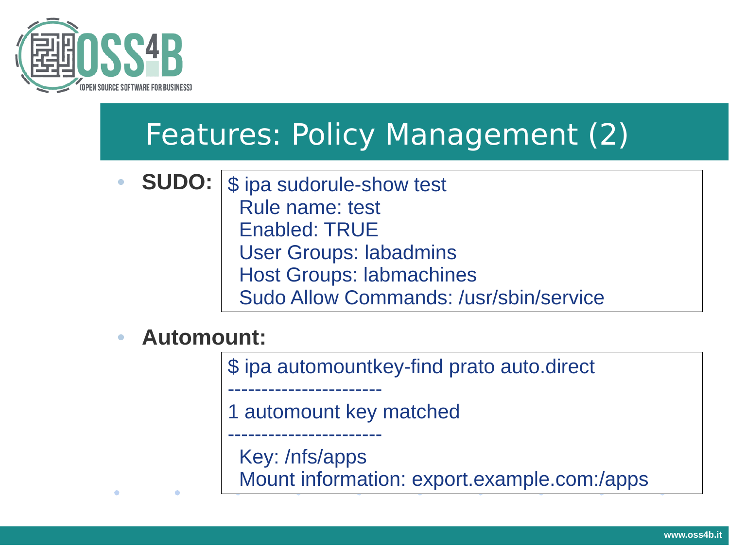# Features: Policy Management (2)

- **SUDO:**

```
$ ipa sudorule-show test
  Rule name: test
  Enabled: TRUE
  User Groups: labadmins
  Host Groups: labmachines
  Sudo Allow Commands: /usr/sbin/service
```

- **Automount:**

```
$ ipa automountkey-find prato auto.direct
-----------------------
1 automount key matched
-----------------------
  Key: /nfs/apps
  Mount information: export.example.com:/apps
```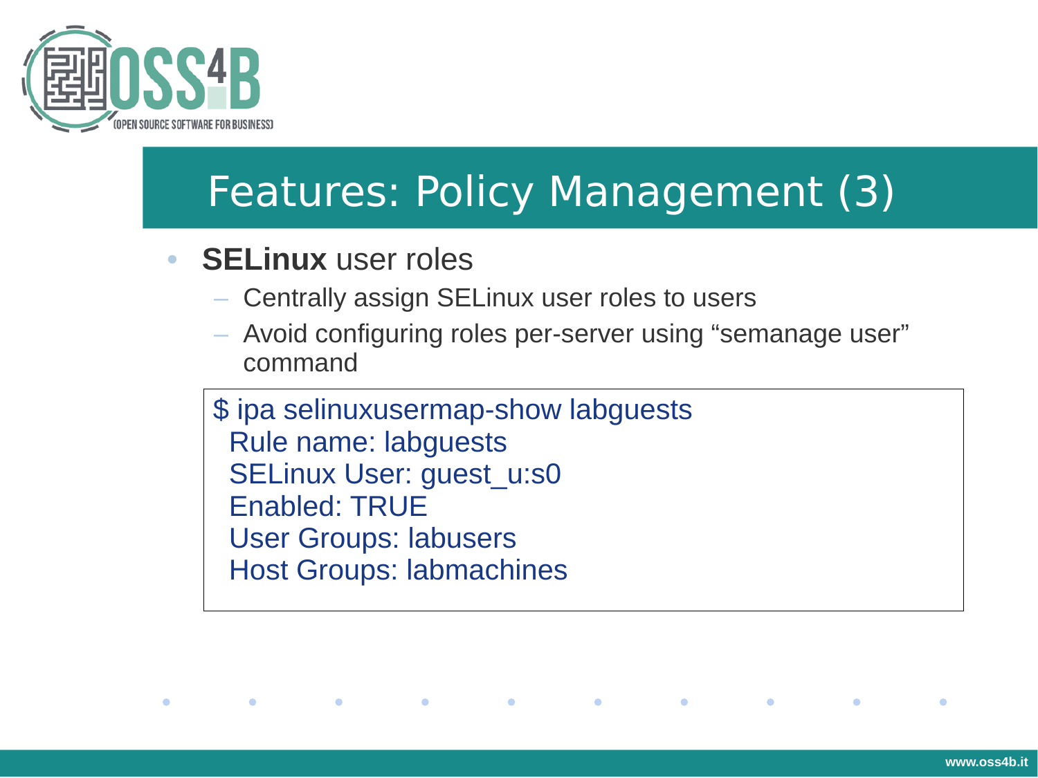# Features: Policy Management (3)

- **SELinux** user roles
  - Centrally assign SELinux user roles to users
  - Avoid configuring roles per-server using “semanage user” command

```
$ ipa selinuxusermap-show labguests
  Rule name: labguests
  SELinux User: guest_u:s0
  Enabled: TRUE
  User Groups: labusers
  Host Groups: labmachines
```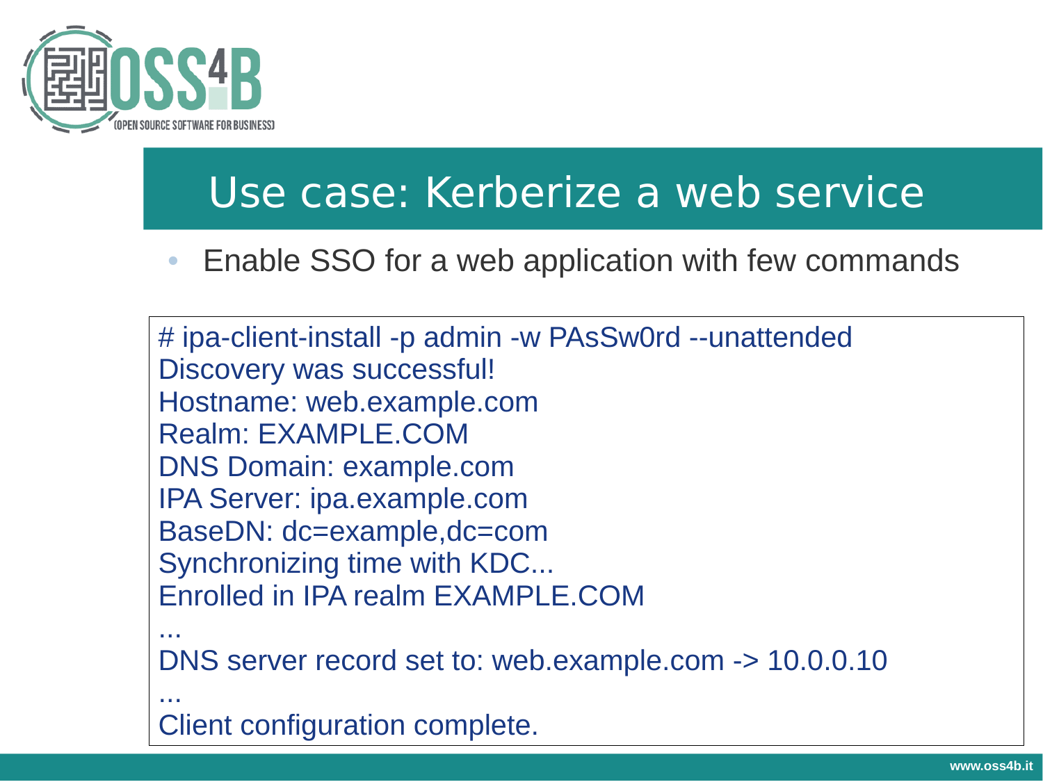# Use case: Kerberize a web service

- Enable SSO for a web application with few commands

```
# ipa-client-install -p admin -w PAsSw0rd --unattended
Discovery was successful!
Hostname: web.example.com
Realm: EXAMPLE.COM
DNS Domain: example.com
IPA Server: ipa.example.com
BaseDN: dc=example,dc=com
Synchronizing time with KDC...
Enrolled in IPA realm EXAMPLE.COM
...
DNS server record set to: web.example.com -> 10.0.0.10
...
Client configuration complete.
```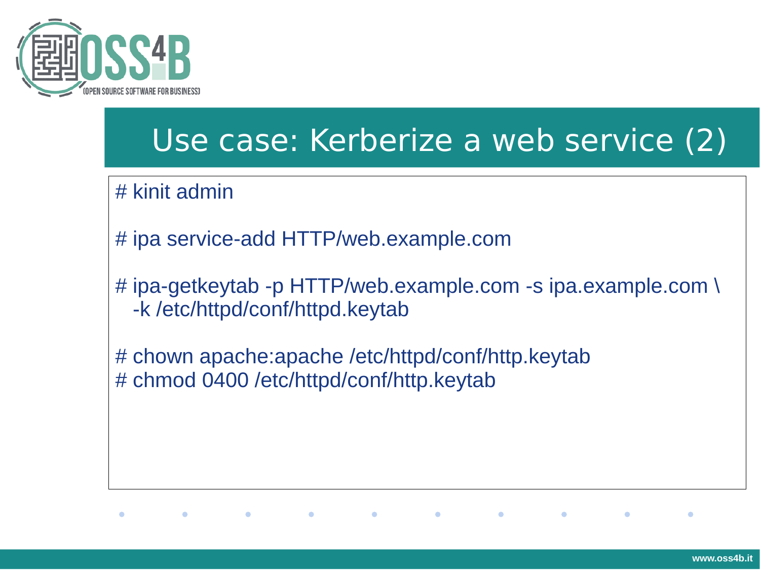# Use case: Kerberize a web service (2)

```
# kinit admin

# ipa service-add HTTP/web.example.com

# ipa-getkeytab -p HTTP/web.example.com -s ipa.example.com \
  -k /etc/httpd/conf/httpd.keytab

# chown apache:apache /etc/httpd/conf/http.keytab
# chmod 0400 /etc/httpd/conf/http.keytab
```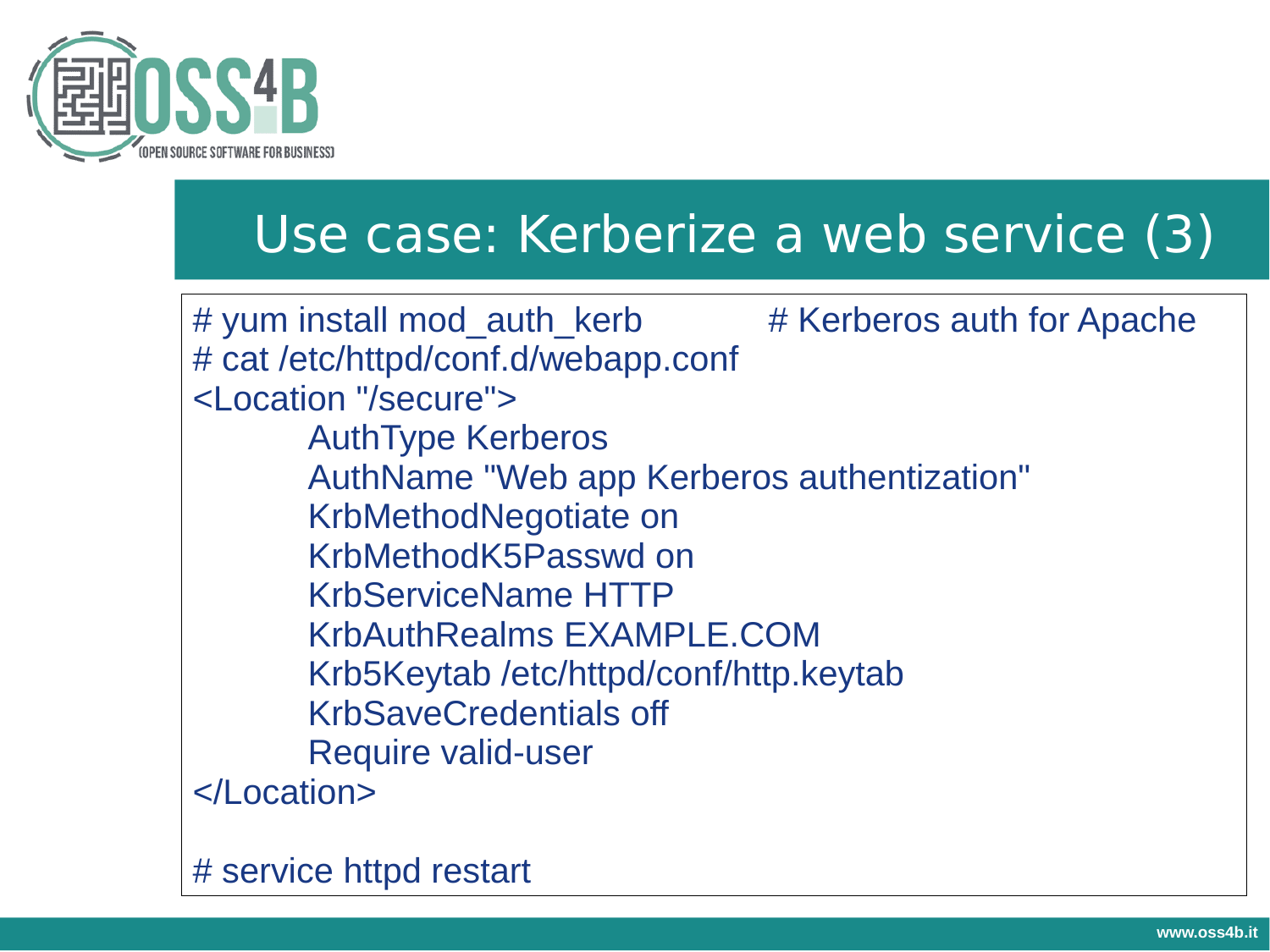# Use case: Kerberize a web service (3)

```
# yum install mod_auth_kerb          # Kerberos auth for Apache
# cat /etc/httpd/conf.d/webapp.conf
<Location "/secure">
        AuthType Kerberos
        AuthName "Web app Kerberos authentization"
        KrbMethodNegotiate on
        KrbMethodK5Passwd on
        KrbServiceName HTTP
        KrbAuthRealms EXAMPLE.COM
        Krb5Keytab /etc/httpd/conf/http.keytab
        KrbSaveCredentials off
        Require valid-user
</Location>

# service httpd restart
```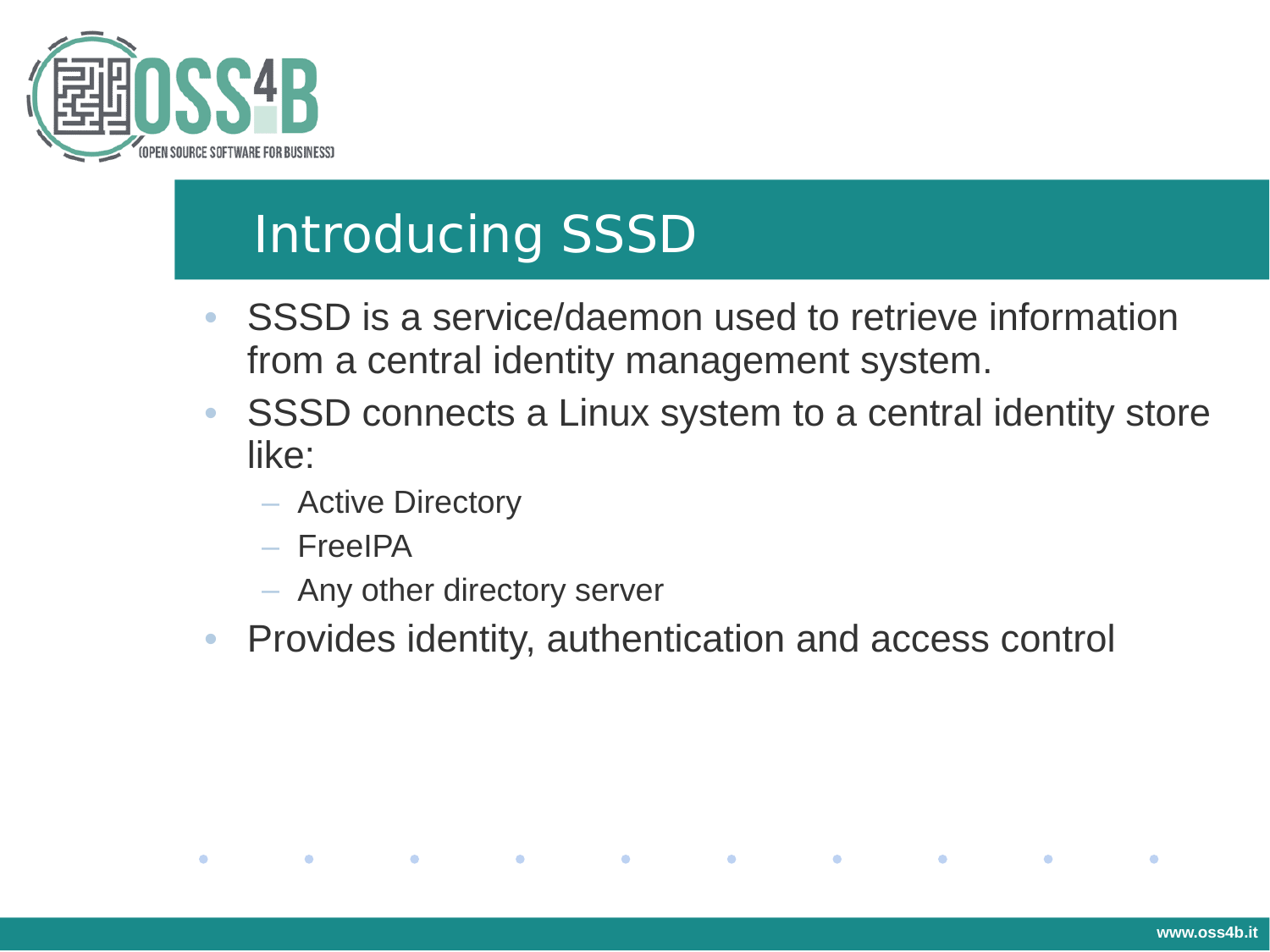# Introducing SSSD

- SSSD is a service/daemon used to retrieve information from a central identity management system.
- SSSD connects a Linux system to a central identity store like:
  - Active Directory
  - FreeIPA
  - Any other directory server
- Provides identity, authentication and access control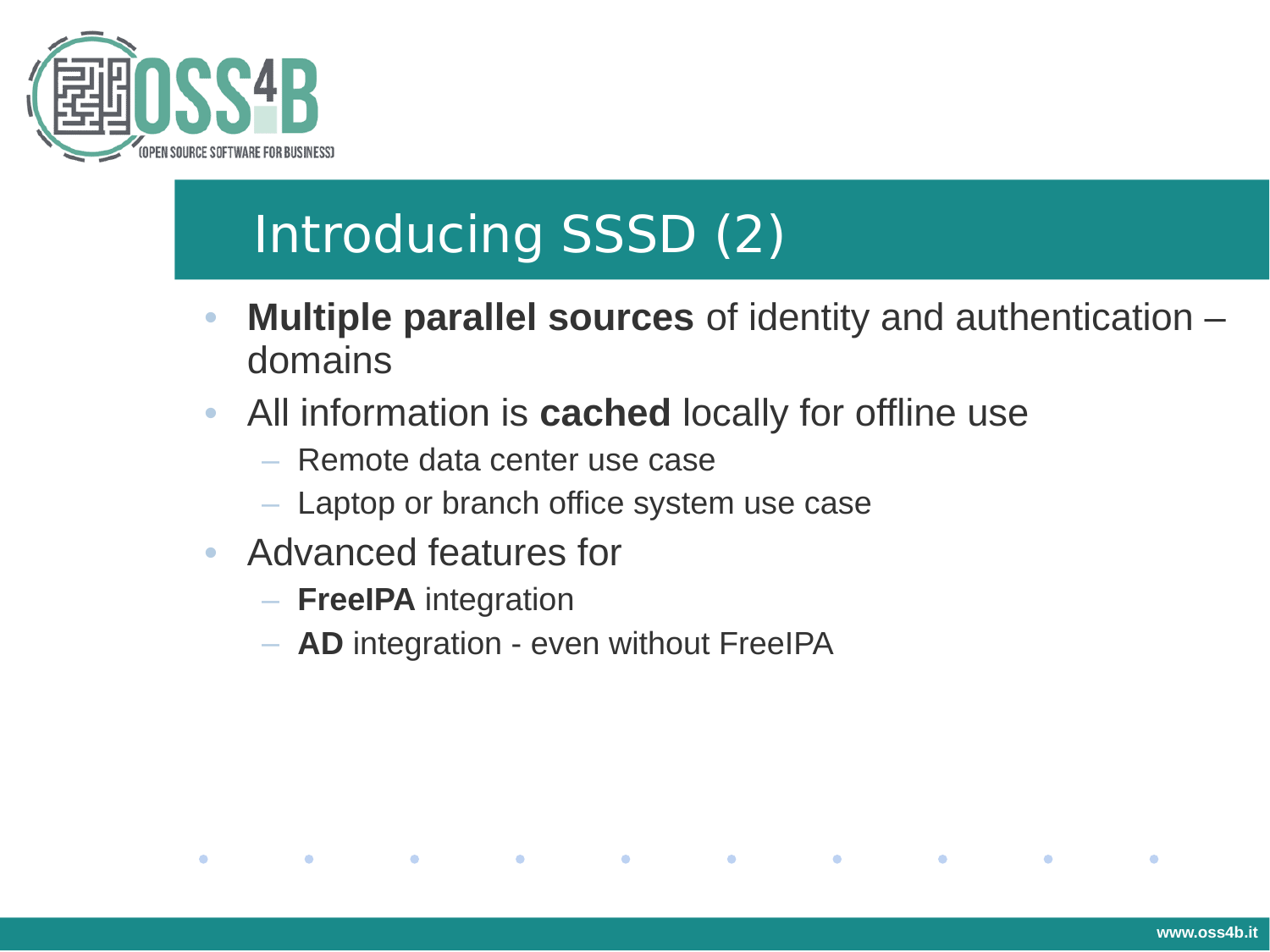# Introducing SSSD (2)

- **Multiple parallel sources** of identity and authentication – domains
- All information is **cached** locally for offline use
  - Remote data center use case
  - Laptop or branch office system use case
- Advanced features for
  - **FreeIPA** integration
  - **AD** integration - even without FreeIPA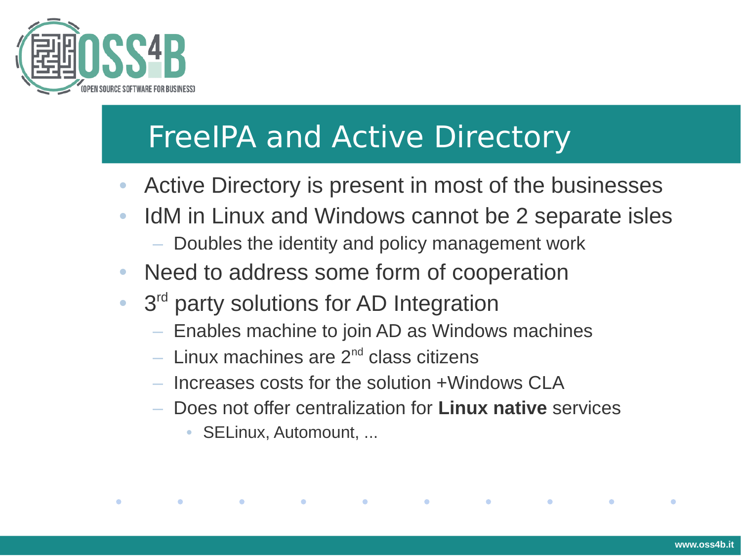# FreeIPA and Active Directory

- Active Directory is present in most of the businesses
- IdM in Linux and Windows cannot be 2 separate isles
  - Doubles the identity and policy management work
- Need to address some form of cooperation
- 3rd party solutions for AD Integration
  - Enables machine to join AD as Windows machines
  - Linux machines are 2nd class citizens
  - Increases costs for the solution +Windows CLA
  - Does not offer centralization for **Linux native** services
    - SELinux, Automount, ...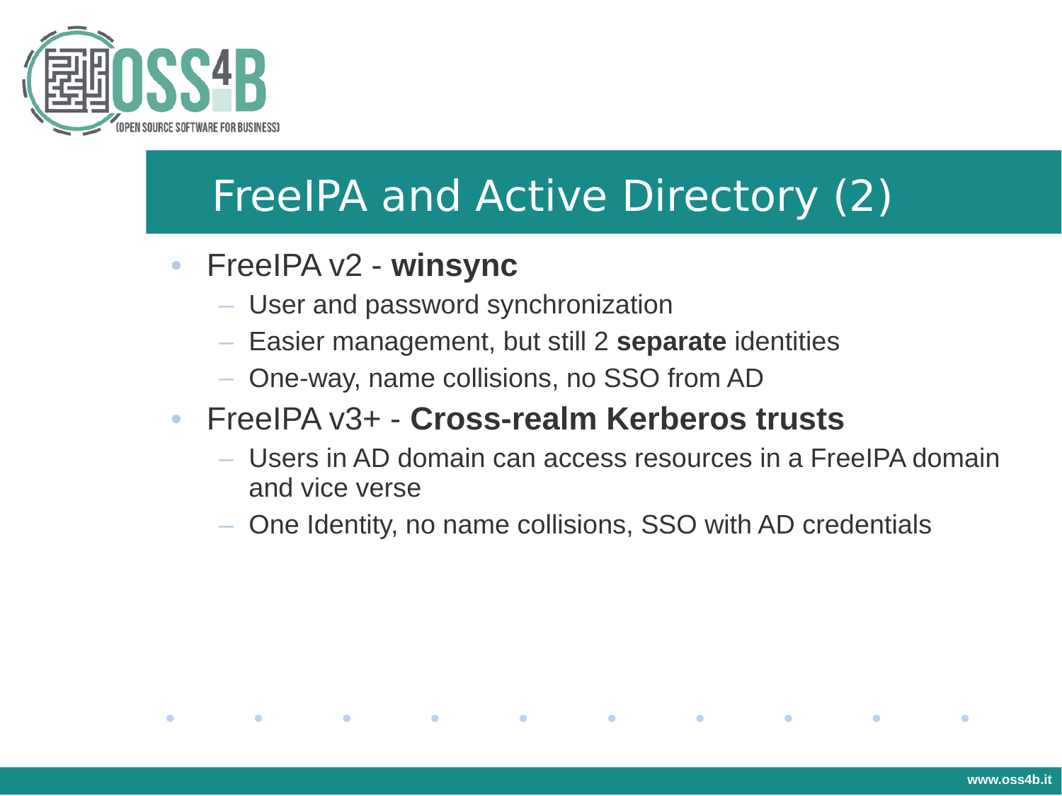# FreeIPA and Active Directory (2)

- FreeIPA v2 - **winsync**
  - User and password synchronization
  - Easier management, but still 2 **separate** identities
  - One-way, name collisions, no SSO from AD
- FreeIPA v3+ - **Cross-realm Kerberos trusts**
  - Users in AD domain can access resources in a FreeIPA domain and vice verse
  - One Identity, no name collisions, SSO with AD credentials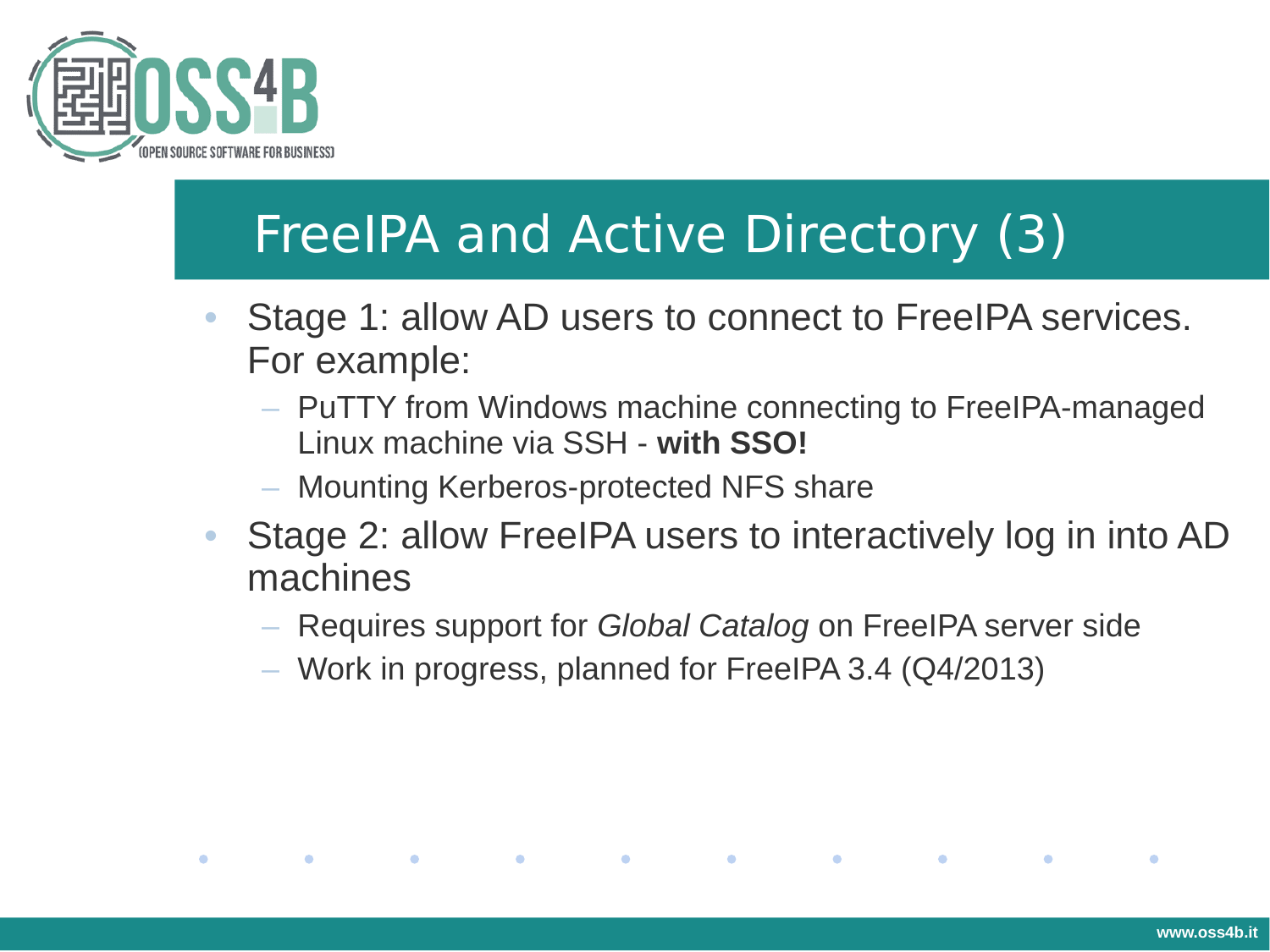# FreeIPA and Active Directory (3)

- Stage 1: allow AD users to connect to FreeIPA services. For example:
  - PuTTY from Windows machine connecting to FreeIPA-managed Linux machine via SSH - **with SSO!**
  - Mounting Kerberos-protected NFS share
- Stage 2: allow FreeIPA users to interactively log in into AD machines
  - Requires support for *Global Catalog* on FreeIPA server side
  - Work in progress, planned for FreeIPA 3.4 (Q4/2013)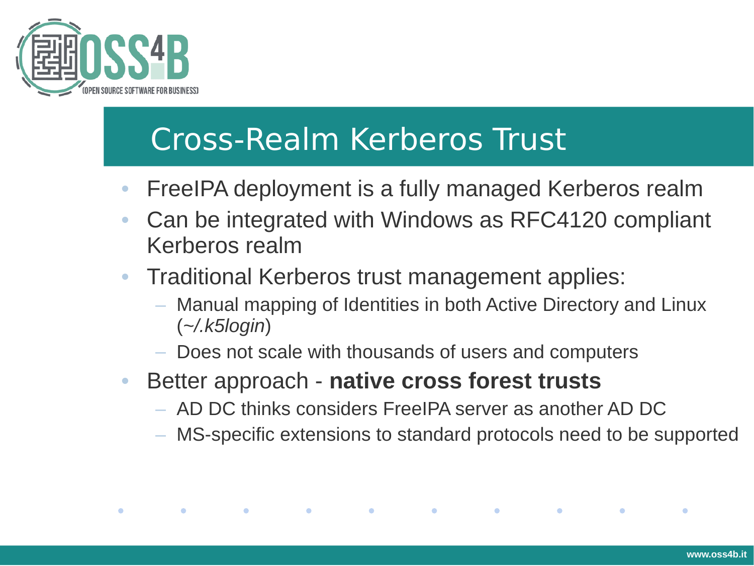# Cross-Realm Kerberos Trust

- FreeIPA deployment is a fully managed Kerberos realm
- Can be integrated with Windows as RFC4120 compliant Kerberos realm
- Traditional Kerberos trust management applies:
  - Manual mapping of Identities in both Active Directory and Linux (*~/.k5login*)
  - Does not scale with thousands of users and computers
- Better approach - **native cross forest trusts**
  - AD DC thinks considers FreeIPA server as another AD DC
  - MS-specific extensions to standard protocols need to be supported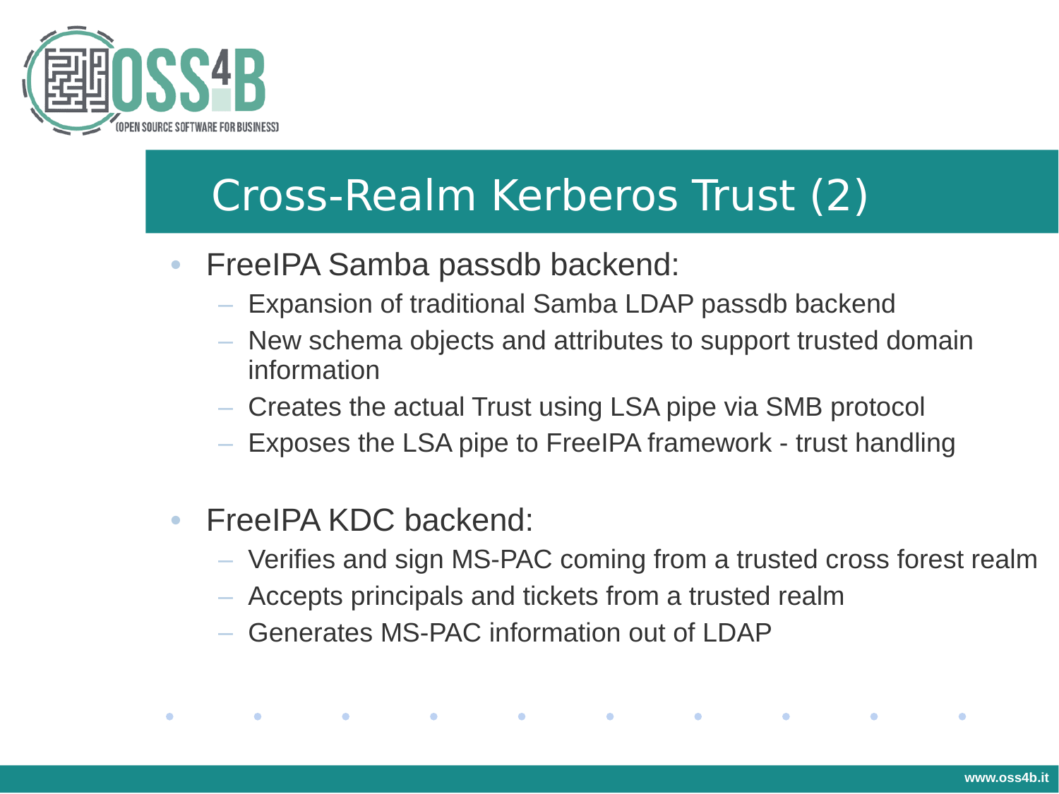# Cross-Realm Kerberos Trust (2)

- FreeIPA Samba passdb backend:
  - Expansion of traditional Samba LDAP passdb backend
  - New schema objects and attributes to support trusted domain information
  - Creates the actual Trust using LSA pipe via SMB protocol
  - Exposes the LSA pipe to FreeIPA framework - trust handling

- FreeIPA KDC backend:
  - Verifies and sign MS-PAC coming from a trusted cross forest realm
  - Accepts principals and tickets from a trusted realm
  - Generates MS-PAC information out of LDAP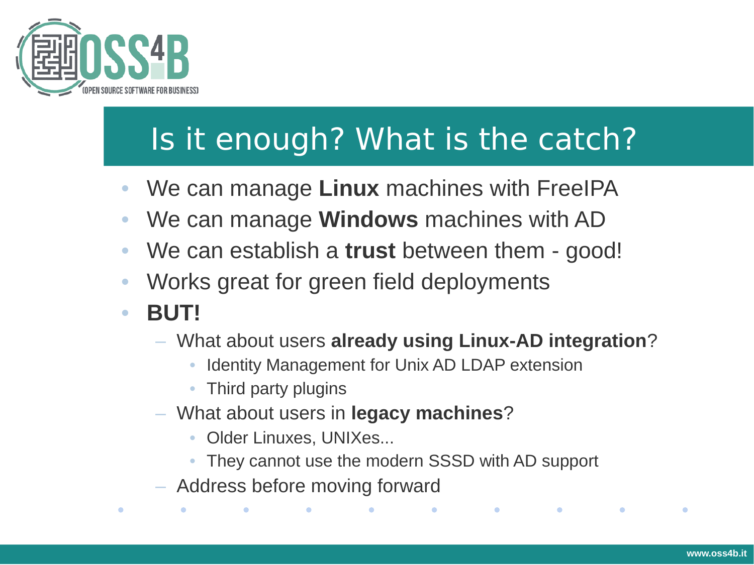# Is it enough? What is the catch?

- We can manage **Linux** machines with FreeIPA
- We can manage **Windows** machines with AD
- We can establish a **trust** between them - good!
- Works great for green field deployments
- **BUT!**
  - What about users **already using Linux-AD integration**?
    - Identity Management for Unix AD LDAP extension
    - Third party plugins
  - What about users in **legacy machines**?
    - Older Linuxes, UNIXes...
    - They cannot use the modern SSSD with AD support
  - Address before moving forward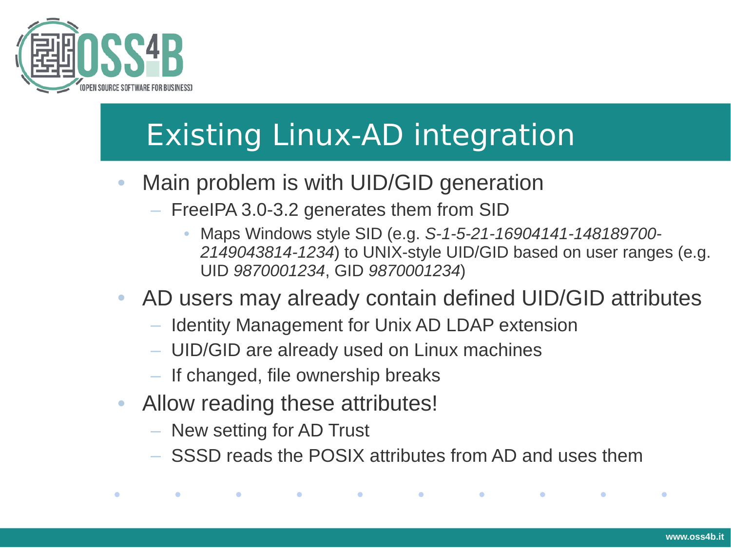# Existing Linux-AD integration

- Main problem is with UID/GID generation
  - FreeIPA 3.0-3.2 generates them from SID
    - Maps Windows style SID (e.g. *S-1-5-21-16904141-148189700-2149043814-1234*) to UNIX-style UID/GID based on user ranges (e.g. UID *9870001234*, GID *9870001234*)
- AD users may already contain defined UID/GID attributes
  - Identity Management for Unix AD LDAP extension
  - UID/GID are already used on Linux machines
  - If changed, file ownership breaks
- Allow reading these attributes!
  - New setting for AD Trust
  - SSSD reads the POSIX attributes from AD and uses them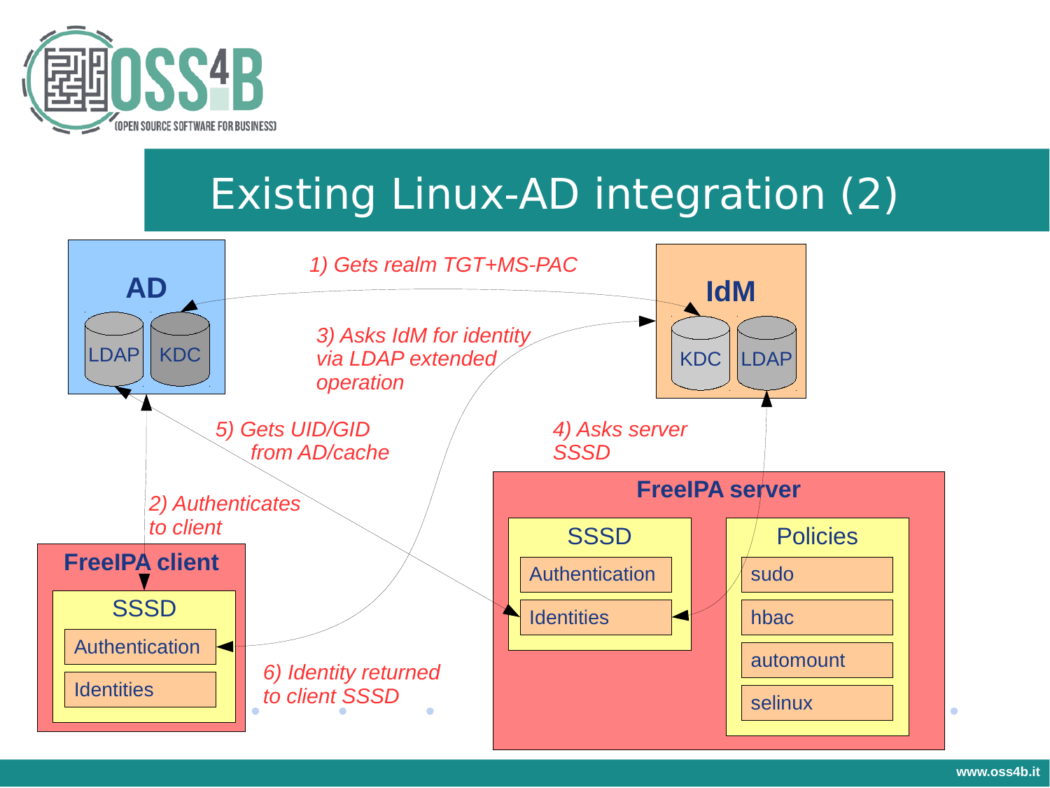# Existing Linux-AD integration (2)

**AD**

LDAP | KDC

**IdM**

KDC | LDAP

*1) Gets realm TGT+MS-PAC*

*2) Authenticates to client*

*3) Asks IdM for identity via LDAP extended operation*

*4) Asks server SSSD*

*5) Gets UID/GID from AD/cache*

*6) Identity returned to client SSSD*

**FreeIPA client**

- SSSD
  - Authentication
  - Identities

**FreeIPA server**

- SSSD
  - Authentication
  - Identities
- Policies
  - sudo
  - hbac
  - automount
  - selinux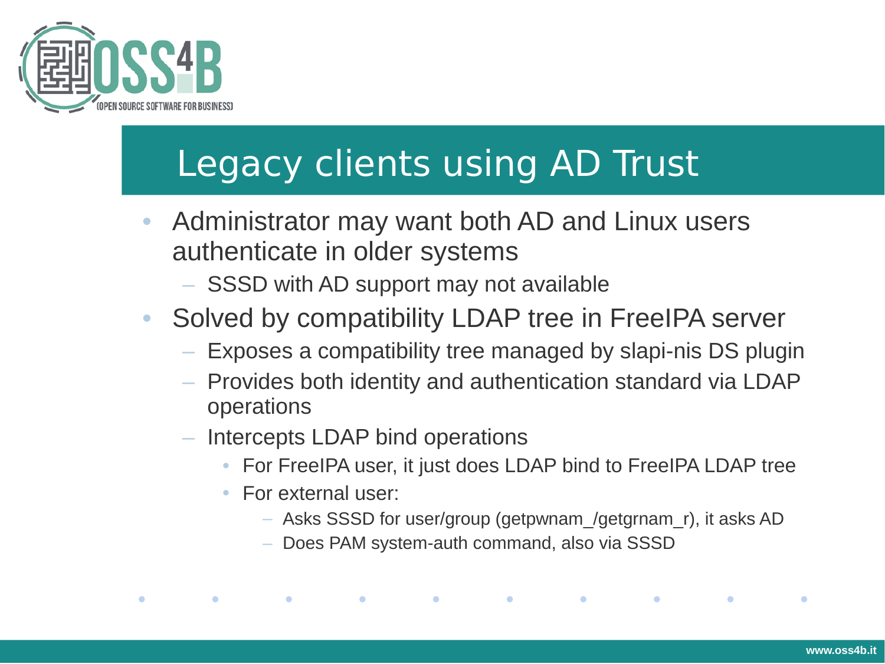# Legacy clients using AD Trust

- Administrator may want both AD and Linux users authenticate in older systems
  - SSSD with AD support may not available
- Solved by compatibility LDAP tree in FreeIPA server
  - Exposes a compatibility tree managed by slapi-nis DS plugin
  - Provides both identity and authentication standard via LDAP operations
  - Intercepts LDAP bind operations
    - For FreeIPA user, it just does LDAP bind to FreeIPA LDAP tree
    - For external user:
      - Asks SSSD for user/group (getpwnam_/getgrnam_r), it asks AD
      - Does PAM system-auth command, also via SSSD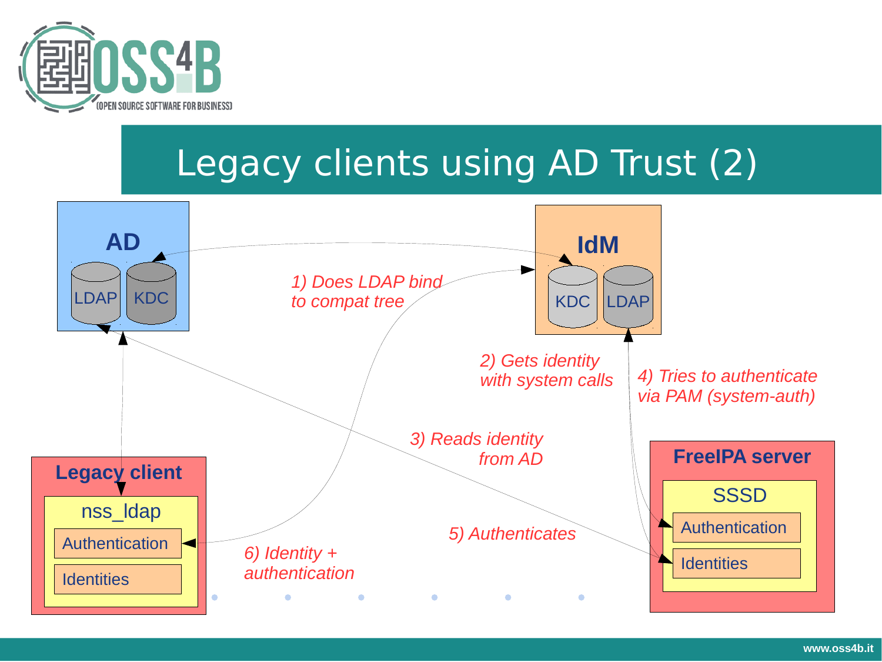# Legacy clients using AD Trust (2)

**AD**

LDAP KDC

**IdM**

KDC LDAP

*1) Does LDAP bind to compat tree*

*2) Gets identity with system calls*

*3) Reads identity from AD*

*4) Tries to authenticate via PAM (system-auth)*

*5) Authenticates*

*6) Identity + authentication*

**Legacy client**

nss_ldap

Authentication

Identities

**FreeIPA server**

SSSD

Authentication

Identities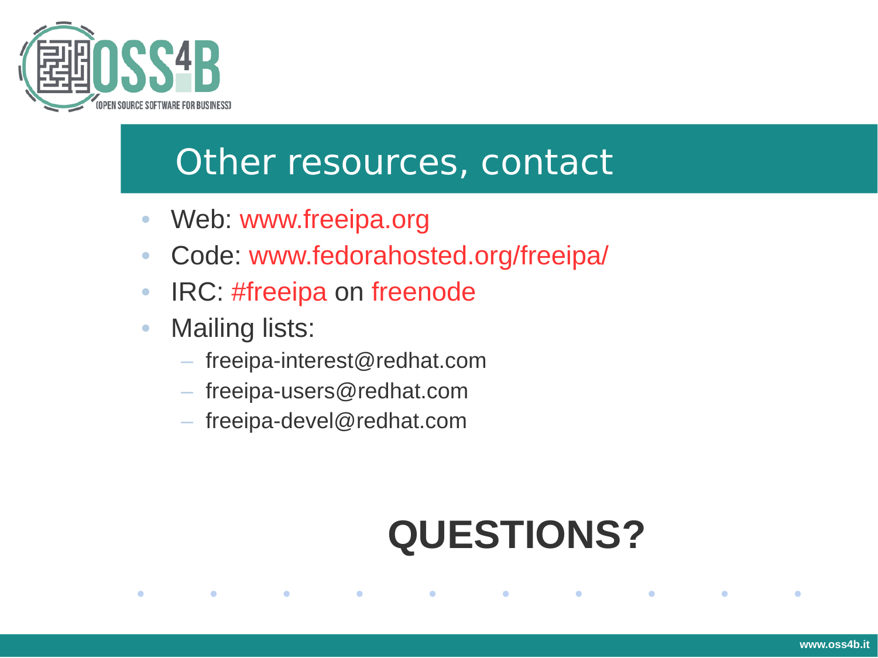## Other resources, contact

- Web: www.freeipa.org
- Code: www.fedorahosted.org/freeipa/
- IRC: #freeipa on freenode
- Mailing lists:
  - freeipa-interest@redhat.com
  - freeipa-users@redhat.com
  - freeipa-devel@redhat.com

**QUESTIONS?**